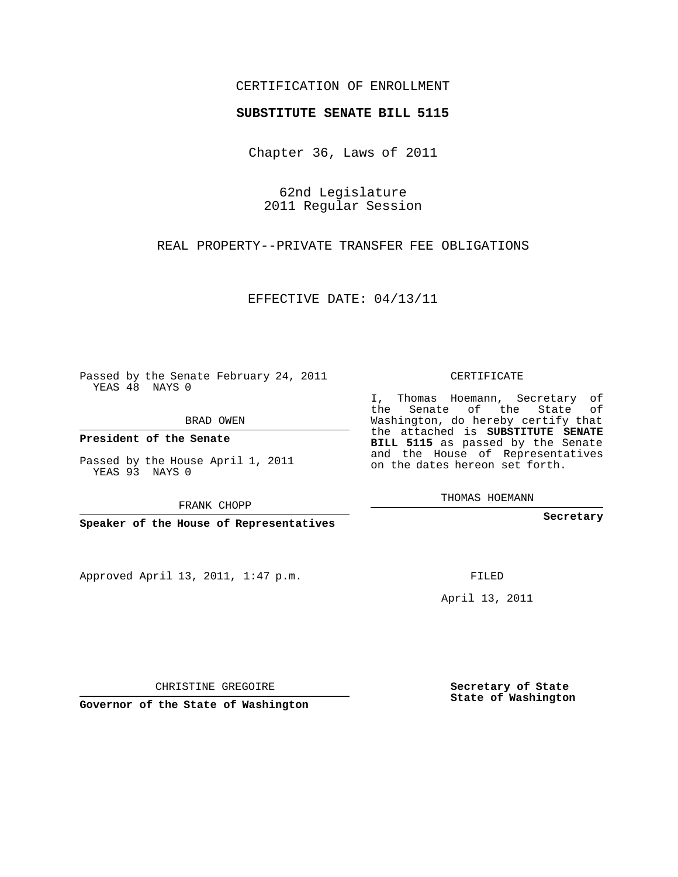CERTIFICATION OF ENROLLMENT

**SUBSTITUTE SENATE BILL 5115**

Chapter 36, Laws of 2011

62nd Legislature
2011 Regular Session

REAL PROPERTY--PRIVATE TRANSFER FEE OBLIGATIONS

EFFECTIVE DATE: 04/13/11

Passed by the Senate February 24, 2011
YEAS 48 NAYS 0

BRAD OWEN

**President of the Senate**

Passed by the House April 1, 2011
YEAS 93 NAYS 0

FRANK CHOPP

**Speaker of the House of Representatives**

Approved April 13, 2011, 1:47 p.m.

CHRISTINE GREGOIRE

**Governor of the State of Washington**

CERTIFICATE

I, Thomas Hoemann, Secretary of the Senate of the State of Washington, do hereby certify that the attached is **SUBSTITUTE SENATE BILL 5115** as passed by the Senate and the House of Representatives on the dates hereon set forth.

THOMAS HOEMANN

**Secretary**

FILED

April 13, 2011

**Secretary of State**
**State of Washington**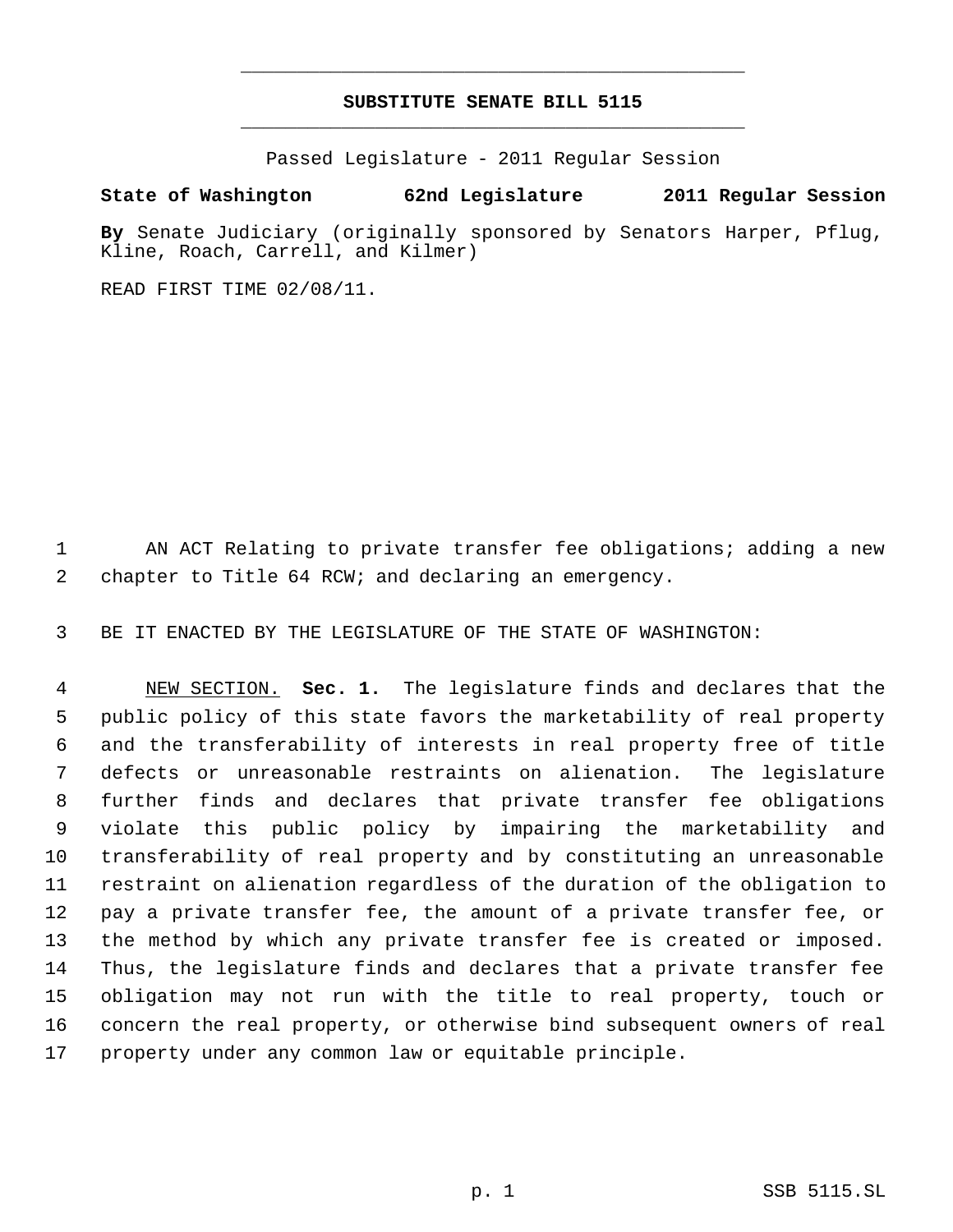# SUBSTITUTE SENATE BILL 5115

Passed Legislature - 2011 Regular Session

**State of Washington 62nd Legislature 2011 Regular Session**

**By** Senate Judiciary (originally sponsored by Senators Harper, Pflug, Kline, Roach, Carrell, and Kilmer)

READ FIRST TIME 02/08/11.

AN ACT Relating to private transfer fee obligations; adding a new chapter to Title 64 RCW; and declaring an emergency.

BE IT ENACTED BY THE LEGISLATURE OF THE STATE OF WASHINGTON:

NEW SECTION. **Sec. 1.** The legislature finds and declares that the public policy of this state favors the marketability of real property and the transferability of interests in real property free of title defects or unreasonable restraints on alienation. The legislature further finds and declares that private transfer fee obligations violate this public policy by impairing the marketability and transferability of real property and by constituting an unreasonable restraint on alienation regardless of the duration of the obligation to pay a private transfer fee, the amount of a private transfer fee, or the method by which any private transfer fee is created or imposed. Thus, the legislature finds and declares that a private transfer fee obligation may not run with the title to real property, touch or concern the real property, or otherwise bind subsequent owners of real property under any common law or equitable principle.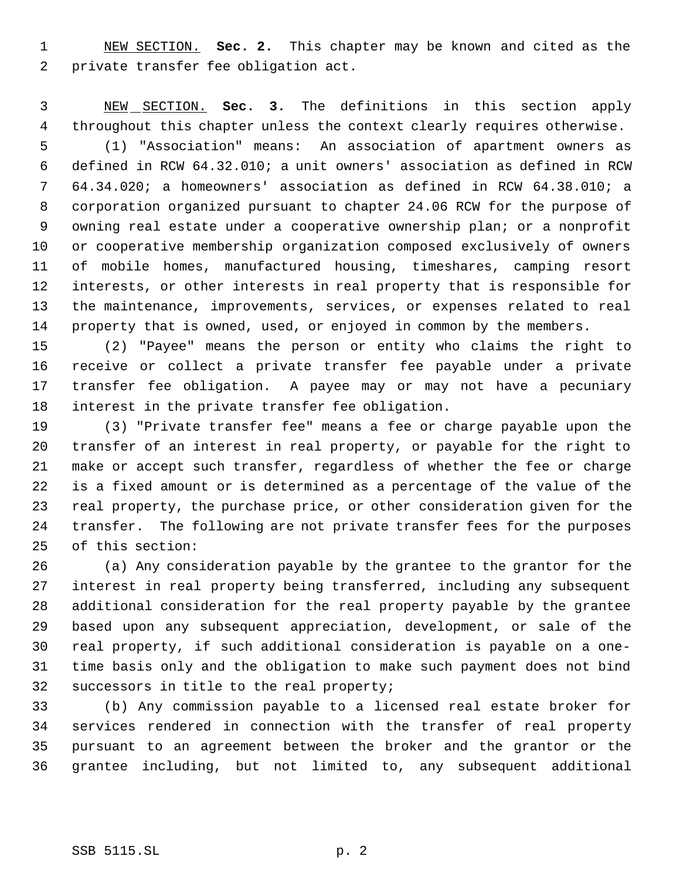NEW SECTION. **Sec. 2.** This chapter may be known and cited as the private transfer fee obligation act.

NEW SECTION. **Sec. 3.** The definitions in this section apply throughout this chapter unless the context clearly requires otherwise.

(1) "Association" means: An association of apartment owners as defined in RCW 64.32.010; a unit owners' association as defined in RCW 64.34.020; a homeowners' association as defined in RCW 64.38.010; a corporation organized pursuant to chapter 24.06 RCW for the purpose of owning real estate under a cooperative ownership plan; or a nonprofit or cooperative membership organization composed exclusively of owners of mobile homes, manufactured housing, timeshares, camping resort interests, or other interests in real property that is responsible for the maintenance, improvements, services, or expenses related to real property that is owned, used, or enjoyed in common by the members.

(2) "Payee" means the person or entity who claims the right to receive or collect a private transfer fee payable under a private transfer fee obligation. A payee may or may not have a pecuniary interest in the private transfer fee obligation.

(3) "Private transfer fee" means a fee or charge payable upon the transfer of an interest in real property, or payable for the right to make or accept such transfer, regardless of whether the fee or charge is a fixed amount or is determined as a percentage of the value of the real property, the purchase price, or other consideration given for the transfer. The following are not private transfer fees for the purposes of this section:

(a) Any consideration payable by the grantee to the grantor for the interest in real property being transferred, including any subsequent additional consideration for the real property payable by the grantee based upon any subsequent appreciation, development, or sale of the real property, if such additional consideration is payable on a one-time basis only and the obligation to make such payment does not bind successors in title to the real property;

(b) Any commission payable to a licensed real estate broker for services rendered in connection with the transfer of real property pursuant to an agreement between the broker and the grantor or the grantee including, but not limited to, any subsequent additional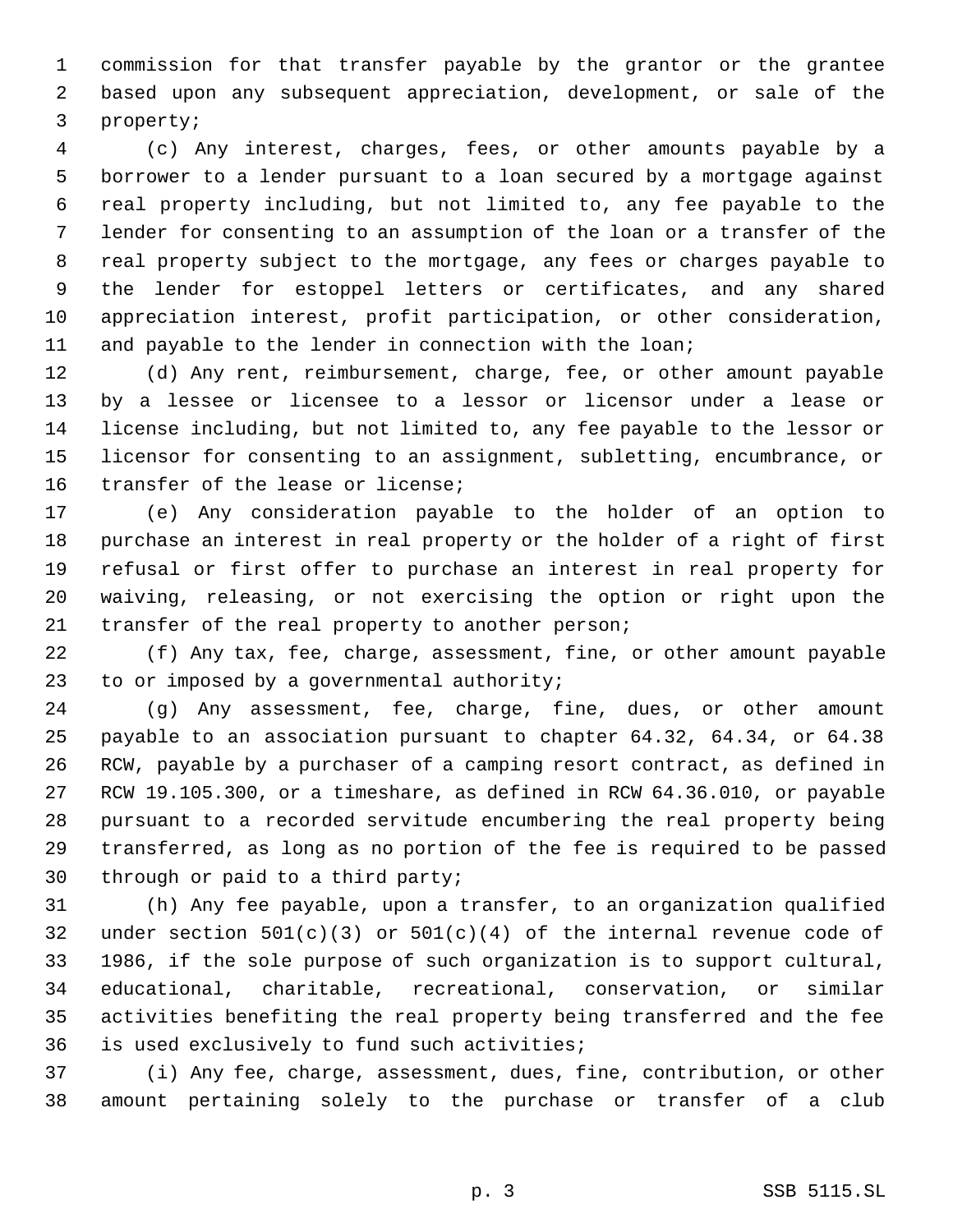commission for that transfer payable by the grantor or the grantee based upon any subsequent appreciation, development, or sale of the property;

(c) Any interest, charges, fees, or other amounts payable by a borrower to a lender pursuant to a loan secured by a mortgage against real property including, but not limited to, any fee payable to the lender for consenting to an assumption of the loan or a transfer of the real property subject to the mortgage, any fees or charges payable to the lender for estoppel letters or certificates, and any shared appreciation interest, profit participation, or other consideration, and payable to the lender in connection with the loan;

(d) Any rent, reimbursement, charge, fee, or other amount payable by a lessee or licensee to a lessor or licensor under a lease or license including, but not limited to, any fee payable to the lessor or licensor for consenting to an assignment, subletting, encumbrance, or transfer of the lease or license;

(e) Any consideration payable to the holder of an option to purchase an interest in real property or the holder of a right of first refusal or first offer to purchase an interest in real property for waiving, releasing, or not exercising the option or right upon the transfer of the real property to another person;

(f) Any tax, fee, charge, assessment, fine, or other amount payable to or imposed by a governmental authority;

(g) Any assessment, fee, charge, fine, dues, or other amount payable to an association pursuant to chapter 64.32, 64.34, or 64.38 RCW, payable by a purchaser of a camping resort contract, as defined in RCW 19.105.300, or a timeshare, as defined in RCW 64.36.010, or payable pursuant to a recorded servitude encumbering the real property being transferred, as long as no portion of the fee is required to be passed through or paid to a third party;

(h) Any fee payable, upon a transfer, to an organization qualified under section 501(c)(3) or 501(c)(4) of the internal revenue code of 1986, if the sole purpose of such organization is to support cultural, educational, charitable, recreational, conservation, or similar activities benefiting the real property being transferred and the fee is used exclusively to fund such activities;

(i) Any fee, charge, assessment, dues, fine, contribution, or other amount pertaining solely to the purchase or transfer of a club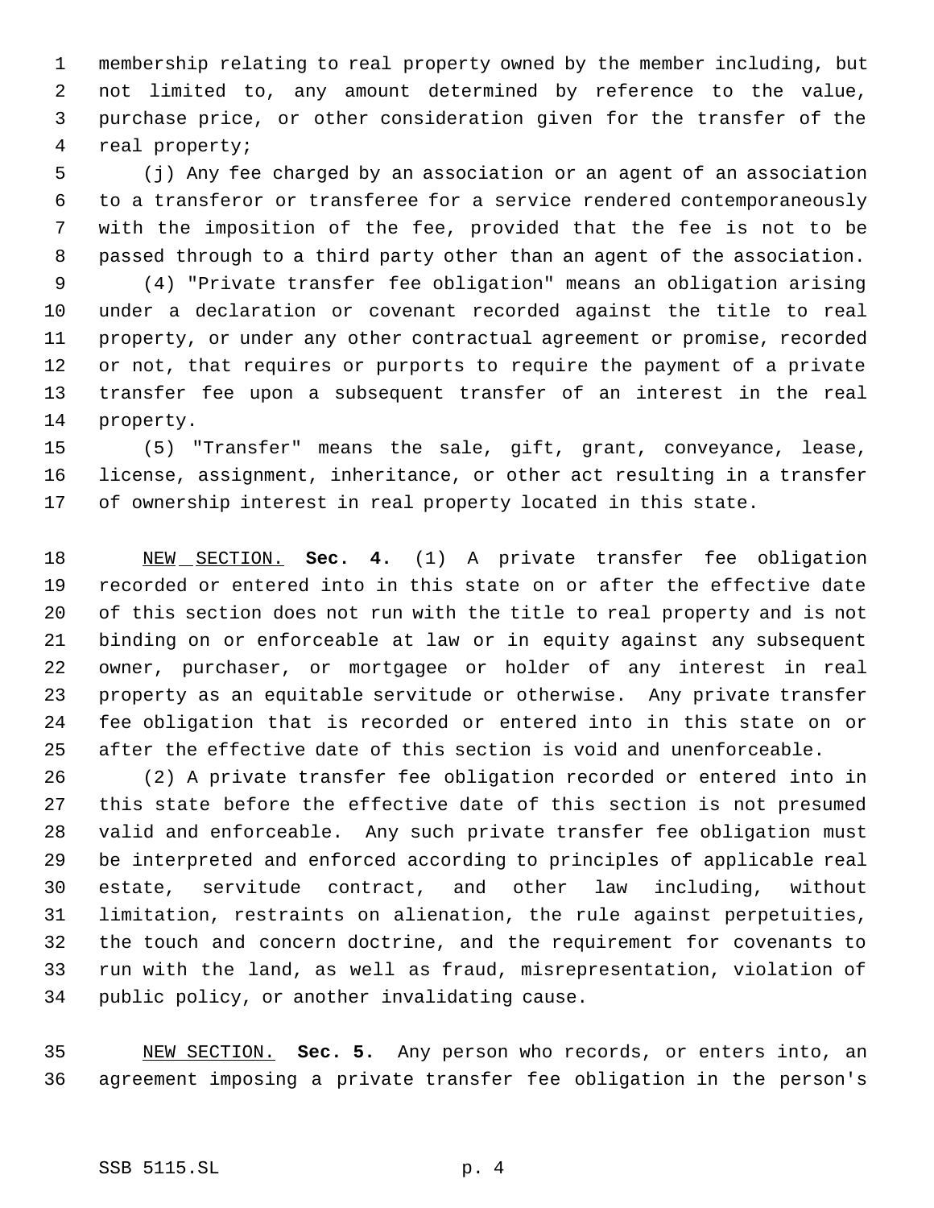membership relating to real property owned by the member including, but not limited to, any amount determined by reference to the value, purchase price, or other consideration given for the transfer of the real property;

(j) Any fee charged by an association or an agent of an association to a transferor or transferee for a service rendered contemporaneously with the imposition of the fee, provided that the fee is not to be passed through to a third party other than an agent of the association.

(4) "Private transfer fee obligation" means an obligation arising under a declaration or covenant recorded against the title to real property, or under any other contractual agreement or promise, recorded or not, that requires or purports to require the payment of a private transfer fee upon a subsequent transfer of an interest in the real property.

(5) "Transfer" means the sale, gift, grant, conveyance, lease, license, assignment, inheritance, or other act resulting in a transfer of ownership interest in real property located in this state.

NEW SECTION. **Sec. 4.** (1) A private transfer fee obligation recorded or entered into in this state on or after the effective date of this section does not run with the title to real property and is not binding on or enforceable at law or in equity against any subsequent owner, purchaser, or mortgagee or holder of any interest in real property as an equitable servitude or otherwise. Any private transfer fee obligation that is recorded or entered into in this state on or after the effective date of this section is void and unenforceable.

(2) A private transfer fee obligation recorded or entered into in this state before the effective date of this section is not presumed valid and enforceable. Any such private transfer fee obligation must be interpreted and enforced according to principles of applicable real estate, servitude contract, and other law including, without limitation, restraints on alienation, the rule against perpetuities, the touch and concern doctrine, and the requirement for covenants to run with the land, as well as fraud, misrepresentation, violation of public policy, or another invalidating cause.

NEW SECTION. **Sec. 5.** Any person who records, or enters into, an agreement imposing a private transfer fee obligation in the person's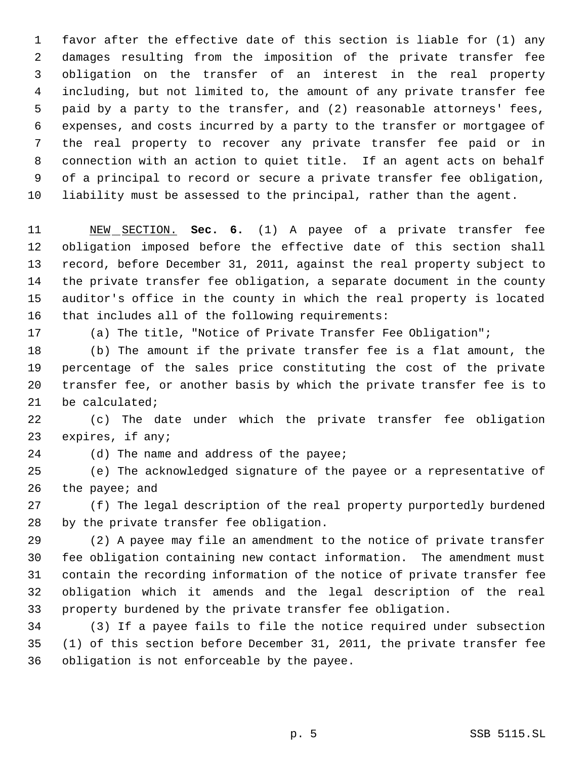favor after the effective date of this section is liable for (1) any damages resulting from the imposition of the private transfer fee obligation on the transfer of an interest in the real property including, but not limited to, the amount of any private transfer fee paid by a party to the transfer, and (2) reasonable attorneys' fees, expenses, and costs incurred by a party to the transfer or mortgagee of the real property to recover any private transfer fee paid or in connection with an action to quiet title. If an agent acts on behalf of a principal to record or secure a private transfer fee obligation, liability must be assessed to the principal, rather than the agent.

NEW SECTION. **Sec. 6.** (1) A payee of a private transfer fee obligation imposed before the effective date of this section shall record, before December 31, 2011, against the real property subject to the private transfer fee obligation, a separate document in the county auditor's office in the county in which the real property is located that includes all of the following requirements:

(a) The title, "Notice of Private Transfer Fee Obligation";

(b) The amount if the private transfer fee is a flat amount, the percentage of the sales price constituting the cost of the private transfer fee, or another basis by which the private transfer fee is to be calculated;

(c) The date under which the private transfer fee obligation expires, if any;

(d) The name and address of the payee;

(e) The acknowledged signature of the payee or a representative of the payee; and

(f) The legal description of the real property purportedly burdened by the private transfer fee obligation.

(2) A payee may file an amendment to the notice of private transfer fee obligation containing new contact information. The amendment must contain the recording information of the notice of private transfer fee obligation which it amends and the legal description of the real property burdened by the private transfer fee obligation.

(3) If a payee fails to file the notice required under subsection (1) of this section before December 31, 2011, the private transfer fee obligation is not enforceable by the payee.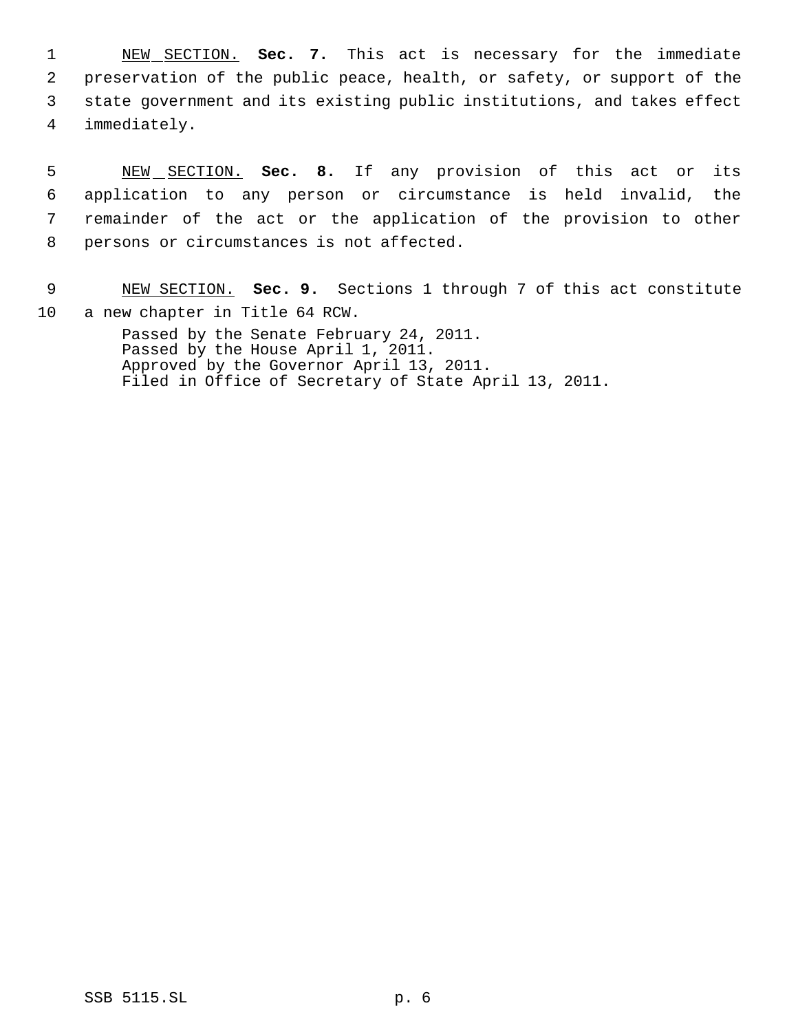NEW SECTION. **Sec. 7.** This act is necessary for the immediate preservation of the public peace, health, or safety, or support of the state government and its existing public institutions, and takes effect immediately.

NEW SECTION. **Sec. 8.** If any provision of this act or its application to any person or circumstance is held invalid, the remainder of the act or the application of the provision to other persons or circumstances is not affected.

NEW SECTION. **Sec. 9.** Sections 1 through 7 of this act constitute a new chapter in Title 64 RCW.

Passed by the Senate February 24, 2011.
Passed by the House April 1, 2011.
Approved by the Governor April 13, 2011.
Filed in Office of Secretary of State April 13, 2011.